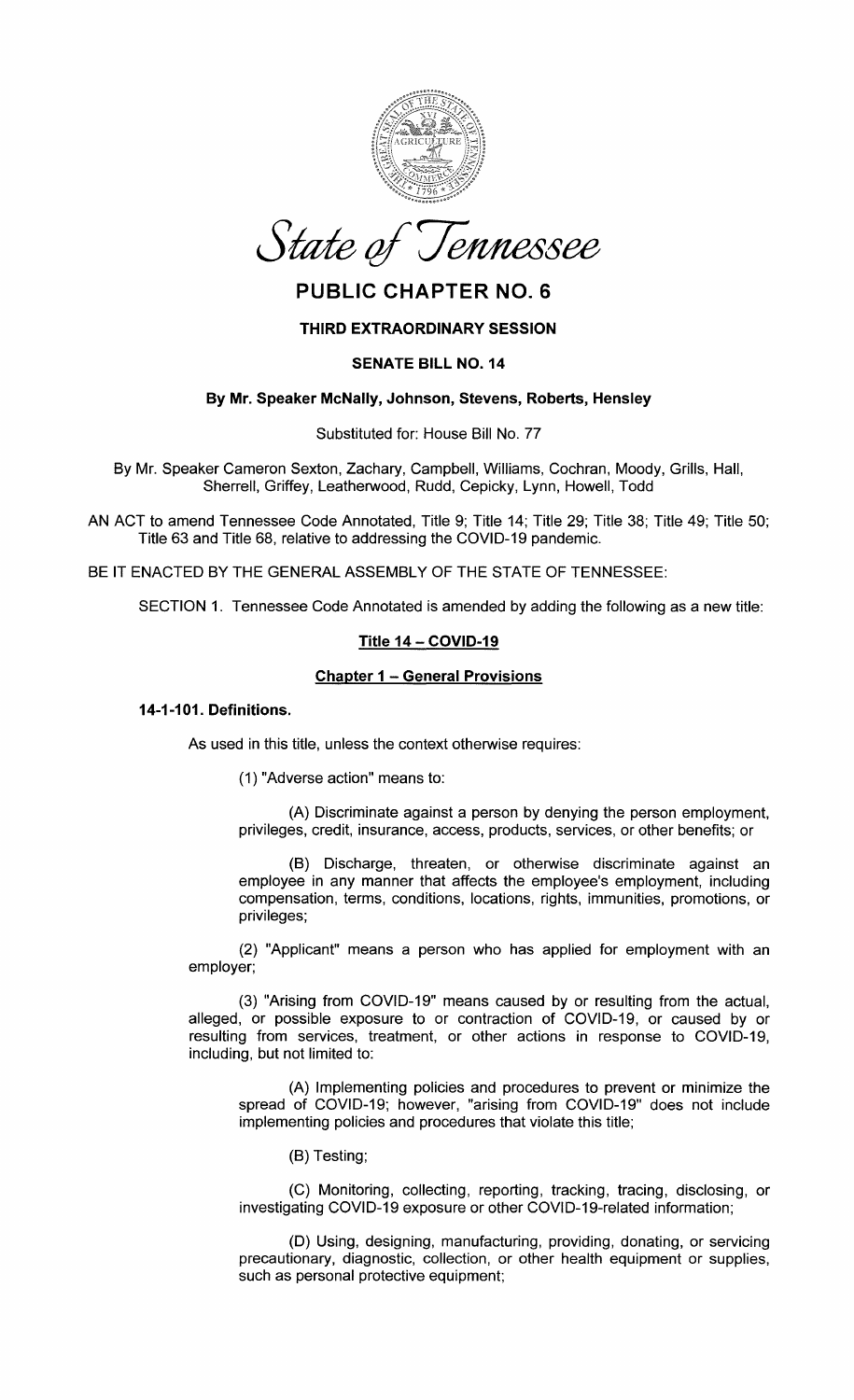*State of Tennessee*

# PUBLIC CHAPTER NO. 6

## THIRD EXTRAORDINARY SESSION

## SENATE BILL NO. 14

**By Mr. Speaker McNally, Johnson, Stevens, Roberts, Hensley**

Substituted for: House Bill No. 77

By Mr. Speaker Cameron Sexton, Zachary, Campbell, Williams, Cochran, Moody, Grills, Hall, Sherrell, Griffey, Leatherwood, Rudd, Cepicky, Lynn, Howell, Todd

AN ACT to amend Tennessee Code Annotated, Title 9; Title 14; Title 29; Title 38; Title 49; Title 50; Title 63 and Title 68, relative to addressing the COVID-19 pandemic.

BE IT ENACTED BY THE GENERAL ASSEMBLY OF THE STATE OF TENNESSEE:

SECTION 1. Tennessee Code Annotated is amended by adding the following as a new title:

**Title 14 – COVID-19**

**Chapter 1 – General Provisions**

**14-1-101. Definitions.**

As used in this title, unless the context otherwise requires:

(1) "Adverse action" means to:

(A) Discriminate against a person by denying the person employment, privileges, credit, insurance, access, products, services, or other benefits; or

(B) Discharge, threaten, or otherwise discriminate against an employee in any manner that affects the employee's employment, including compensation, terms, conditions, locations, rights, immunities, promotions, or privileges;

(2) "Applicant" means a person who has applied for employment with an employer;

(3) "Arising from COVID-19" means caused by or resulting from the actual, alleged, or possible exposure to or contraction of COVID-19, or caused by or resulting from services, treatment, or other actions in response to COVID-19, including, but not limited to:

(A) Implementing policies and procedures to prevent or minimize the spread of COVID-19; however, "arising from COVID-19" does not include implementing policies and procedures that violate this title;

(B) Testing;

(C) Monitoring, collecting, reporting, tracking, tracing, disclosing, or investigating COVID-19 exposure or other COVID-19-related information;

(D) Using, designing, manufacturing, providing, donating, or servicing precautionary, diagnostic, collection, or other health equipment or supplies, such as personal protective equipment;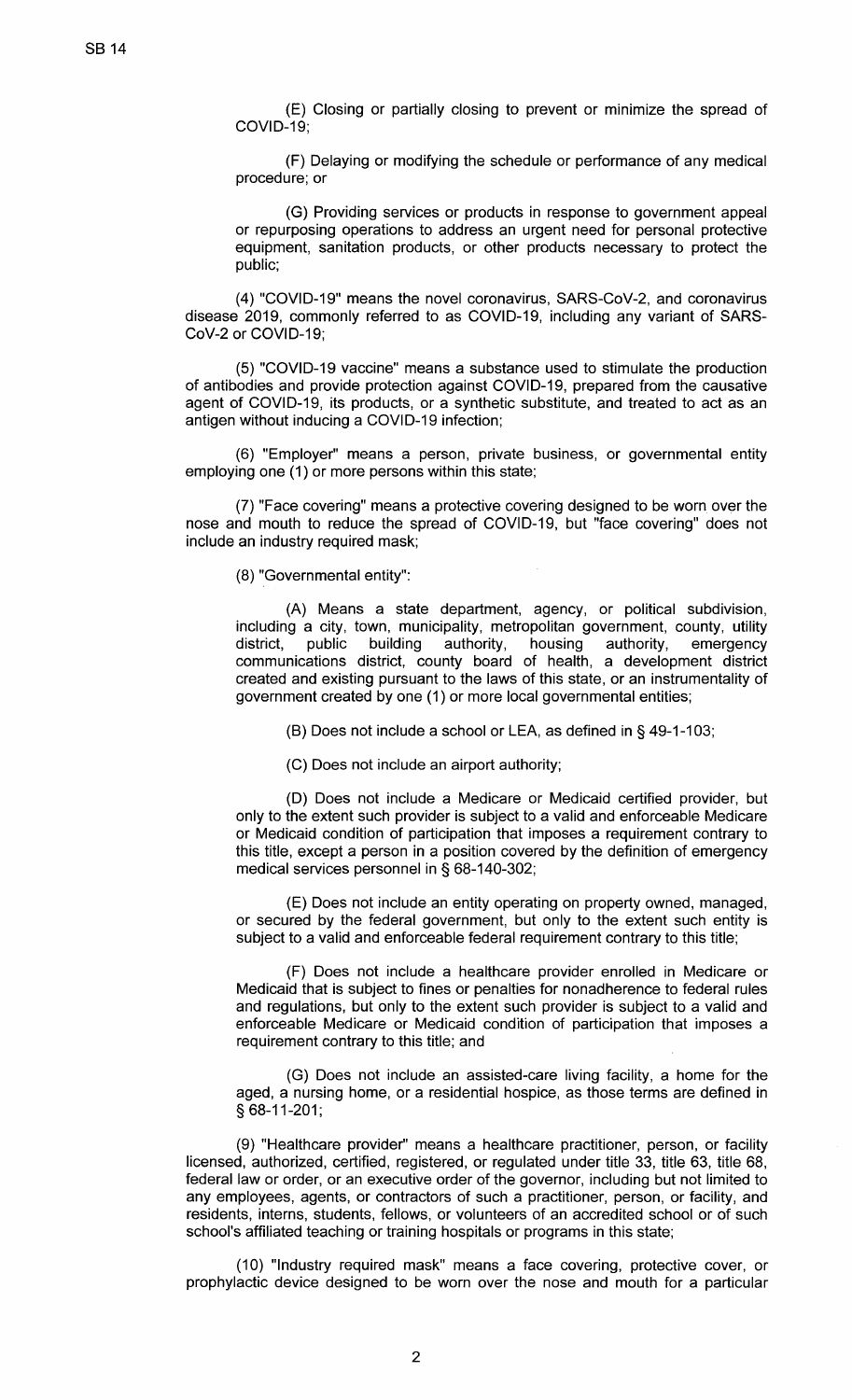(E) Closing or partially closing to prevent or minimize the spread of COVID-19;

(F) Delaying or modifying the schedule or performance of any medical procedure; or

(G) Providing services or products in response to government appeal or repurposing operations to address an urgent need for personal protective equipment, sanitation products, or other products necessary to protect the public;

(4) "COVID-19" means the novel coronavirus, SARS-CoV-2, and coronavirus disease 2019, commonly referred to as COVID-19, including any variant of SARS-CoV-2 or COVID-19;

(5) "COVID-19 vaccine" means a substance used to stimulate the production of antibodies and provide protection against COVID-19, prepared from the causative agent of COVID-19, its products, or a synthetic substitute, and treated to act as an antigen without inducing a COVID-19 infection;

(6) "Employer" means a person, private business, or governmental entity employing one (1) or more persons within this state;

(7) "Face covering" means a protective covering designed to be worn over the nose and mouth to reduce the spread of COVID-19, but "face covering" does not include an industry required mask;

(8) "Governmental entity":

(A) Means a state department, agency, or political subdivision, including a city, town, municipality, metropolitan government, county, utility district, public building authority, housing authority, emergency communications district, county board of health, a development district created and existing pursuant to the laws of this state, or an instrumentality of government created by one (1) or more local governmental entities;

(B) Does not include a school or LEA, as defined in § 49-1-103;

(C) Does not include an airport authority;

(D) Does not include a Medicare or Medicaid certified provider, but only to the extent such provider is subject to a valid and enforceable Medicare or Medicaid condition of participation that imposes a requirement contrary to this title, except a person in a position covered by the definition of emergency medical services personnel in § 68-140-302;

(E) Does not include an entity operating on property owned, managed, or secured by the federal government, but only to the extent such entity is subject to a valid and enforceable federal requirement contrary to this title;

(F) Does not include a healthcare provider enrolled in Medicare or Medicaid that is subject to fines or penalties for nonadherence to federal rules and regulations, but only to the extent such provider is subject to a valid and enforceable Medicare or Medicaid condition of participation that imposes a requirement contrary to this title; and

(G) Does not include an assisted-care living facility, a home for the aged, a nursing home, or a residential hospice, as those terms are defined in § 68-11-201;

(9) "Healthcare provider" means a healthcare practitioner, person, or facility licensed, authorized, certified, registered, or regulated under title 33, title 63, title 68, federal law or order, or an executive order of the governor, including but not limited to any employees, agents, or contractors of such a practitioner, person, or facility, and residents, interns, students, fellows, or volunteers of an accredited school or of such school's affiliated teaching or training hospitals or programs in this state;

(10) "Industry required mask" means a face covering, protective cover, or prophylactic device designed to be worn over the nose and mouth for a particular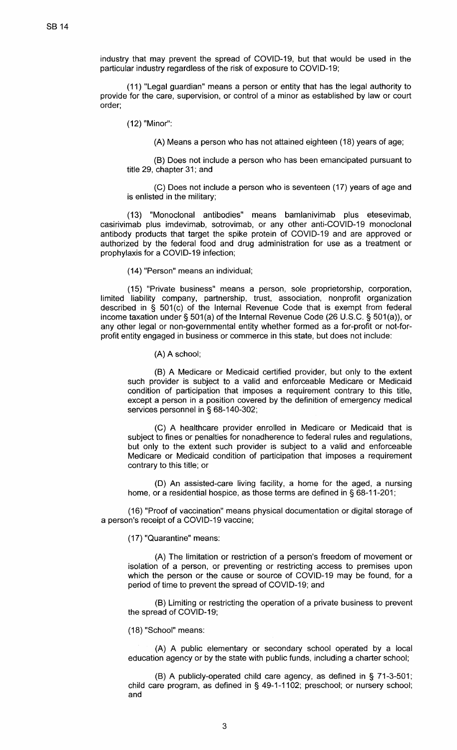industry that may prevent the spread of COVID-19, but that would be used in the particular industry regardless of the risk of exposure to COVID-19;

(11) "Legal guardian" means a person or entity that has the legal authority to provide for the care, supervision, or control of a minor as established by law or court order;

(12) "Minor":

(A) Means a person who has not attained eighteen (18) years of age;

(B) Does not include a person who has been emancipated pursuant to title 29, chapter 31; and

(C) Does not include a person who is seventeen (17) years of age and is enlisted in the military;

(13) "Monoclonal antibodies" means bamlanivimab plus etesevimab, casirivimab plus imdevimab, sotrovimab, or any other anti-COVID-19 monoclonal antibody products that target the spike protein of COVID-19 and are approved or authorized by the federal food and drug administration for use as a treatment or prophylaxis for a COVID-19 infection;

(14) "Person" means an individual;

(15) "Private business" means a person, sole proprietorship, corporation, limited liability company, partnership, trust, association, nonprofit organization described in § 501(c) of the Internal Revenue Code that is exempt from federal income taxation under § 501(a) of the Internal Revenue Code (26 U.S.C. § 501(a)), or any other legal or non-governmental entity whether formed as a for-profit or not-for-profit entity engaged in business or commerce in this state, but does not include:

(A) A school;

(B) A Medicare or Medicaid certified provider, but only to the extent such provider is subject to a valid and enforceable Medicare or Medicaid condition of participation that imposes a requirement contrary to this title, except a person in a position covered by the definition of emergency medical services personnel in § 68-140-302;

(C) A healthcare provider enrolled in Medicare or Medicaid that is subject to fines or penalties for nonadherence to federal rules and regulations, but only to the extent such provider is subject to a valid and enforceable Medicare or Medicaid condition of participation that imposes a requirement contrary to this title; or

(D) An assisted-care living facility, a home for the aged, a nursing home, or a residential hospice, as those terms are defined in § 68-11-201;

(16) "Proof of vaccination" means physical documentation or digital storage of a person's receipt of a COVID-19 vaccine;

(17) "Quarantine" means:

(A) The limitation or restriction of a person's freedom of movement or isolation of a person, or preventing or restricting access to premises upon which the person or the cause or source of COVID-19 may be found, for a period of time to prevent the spread of COVID-19; and

(B) Limiting or restricting the operation of a private business to prevent the spread of COVID-19;

(18) "School" means:

(A) A public elementary or secondary school operated by a local education agency or by the state with public funds, including a charter school;

(B) A publicly-operated child care agency, as defined in § 71-3-501; child care program, as defined in § 49-1-1102; preschool; or nursery school; and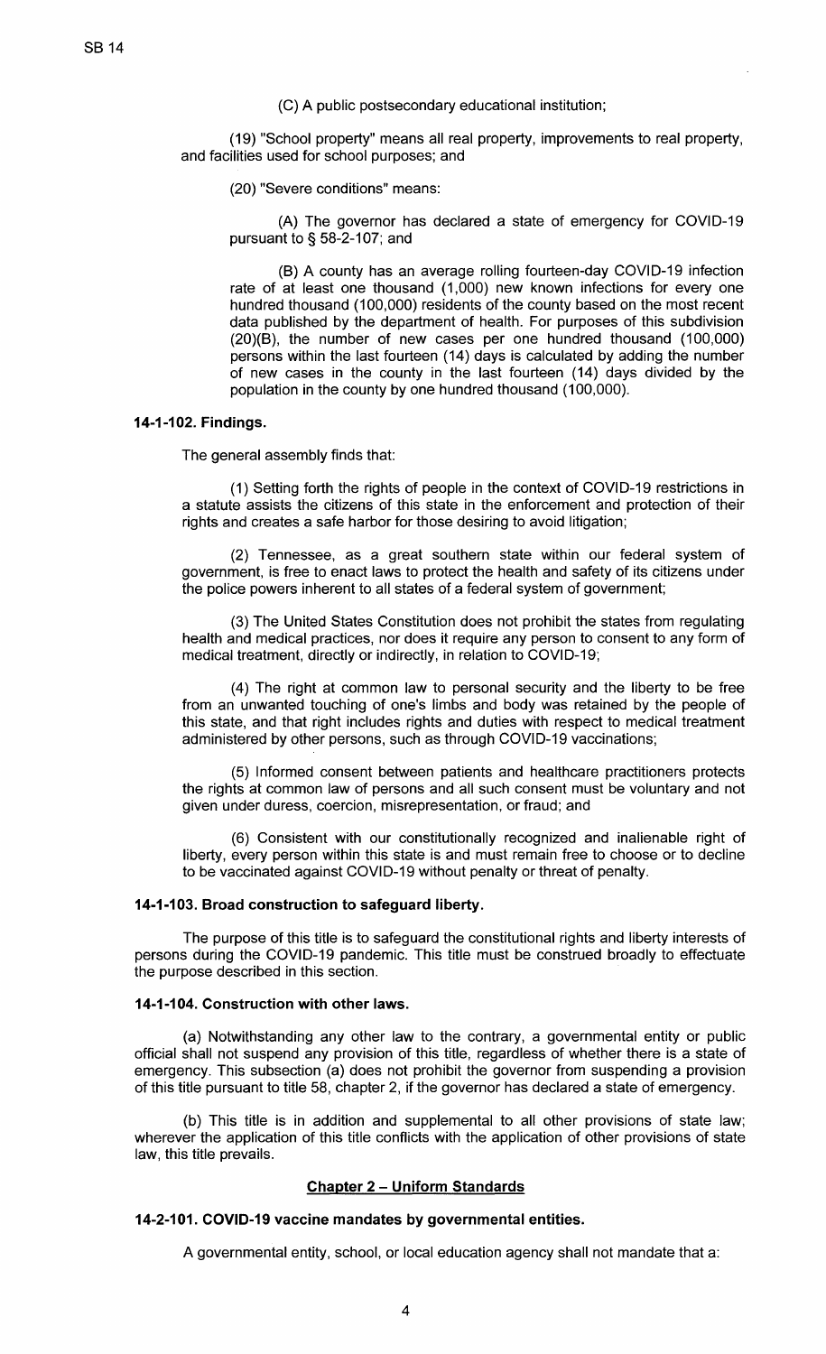(C) A public postsecondary educational institution;

(19) "School property" means all real property, improvements to real property, and facilities used for school purposes; and

(20) "Severe conditions" means:

(A) The governor has declared a state of emergency for COVID-19 pursuant to § 58-2-107; and

(B) A county has an average rolling fourteen-day COVID-19 infection rate of at least one thousand (1,000) new known infections for every one hundred thousand (100,000) residents of the county based on the most recent data published by the department of health. For purposes of this subdivision (20)(B), the number of new cases per one hundred thousand (100,000) persons within the last fourteen (14) days is calculated by adding the number of new cases in the county in the last fourteen (14) days divided by the population in the county by one hundred thousand (100,000).

**14-1-102. Findings.**

The general assembly finds that:

(1) Setting forth the rights of people in the context of COVID-19 restrictions in a statute assists the citizens of this state in the enforcement and protection of their rights and creates a safe harbor for those desiring to avoid litigation;

(2) Tennessee, as a great southern state within our federal system of government, is free to enact laws to protect the health and safety of its citizens under the police powers inherent to all states of a federal system of government;

(3) The United States Constitution does not prohibit the states from regulating health and medical practices, nor does it require any person to consent to any form of medical treatment, directly or indirectly, in relation to COVID-19;

(4) The right at common law to personal security and the liberty to be free from an unwanted touching of one's limbs and body was retained by the people of this state, and that right includes rights and duties with respect to medical treatment administered by other persons, such as through COVID-19 vaccinations;

(5) Informed consent between patients and healthcare practitioners protects the rights at common law of persons and all such consent must be voluntary and not given under duress, coercion, misrepresentation, or fraud; and

(6) Consistent with our constitutionally recognized and inalienable right of liberty, every person within this state is and must remain free to choose or to decline to be vaccinated against COVID-19 without penalty or threat of penalty.

**14-1-103. Broad construction to safeguard liberty.**

The purpose of this title is to safeguard the constitutional rights and liberty interests of persons during the COVID-19 pandemic. This title must be construed broadly to effectuate the purpose described in this section.

**14-1-104. Construction with other laws.**

(a) Notwithstanding any other law to the contrary, a governmental entity or public official shall not suspend any provision of this title, regardless of whether there is a state of emergency. This subsection (a) does not prohibit the governor from suspending a provision of this title pursuant to title 58, chapter 2, if the governor has declared a state of emergency.

(b) This title is in addition and supplemental to all other provisions of state law; wherever the application of this title conflicts with the application of other provisions of state law, this title prevails.

## Chapter 2 – Uniform Standards

**14-2-101. COVID-19 vaccine mandates by governmental entities.**

A governmental entity, school, or local education agency shall not mandate that a: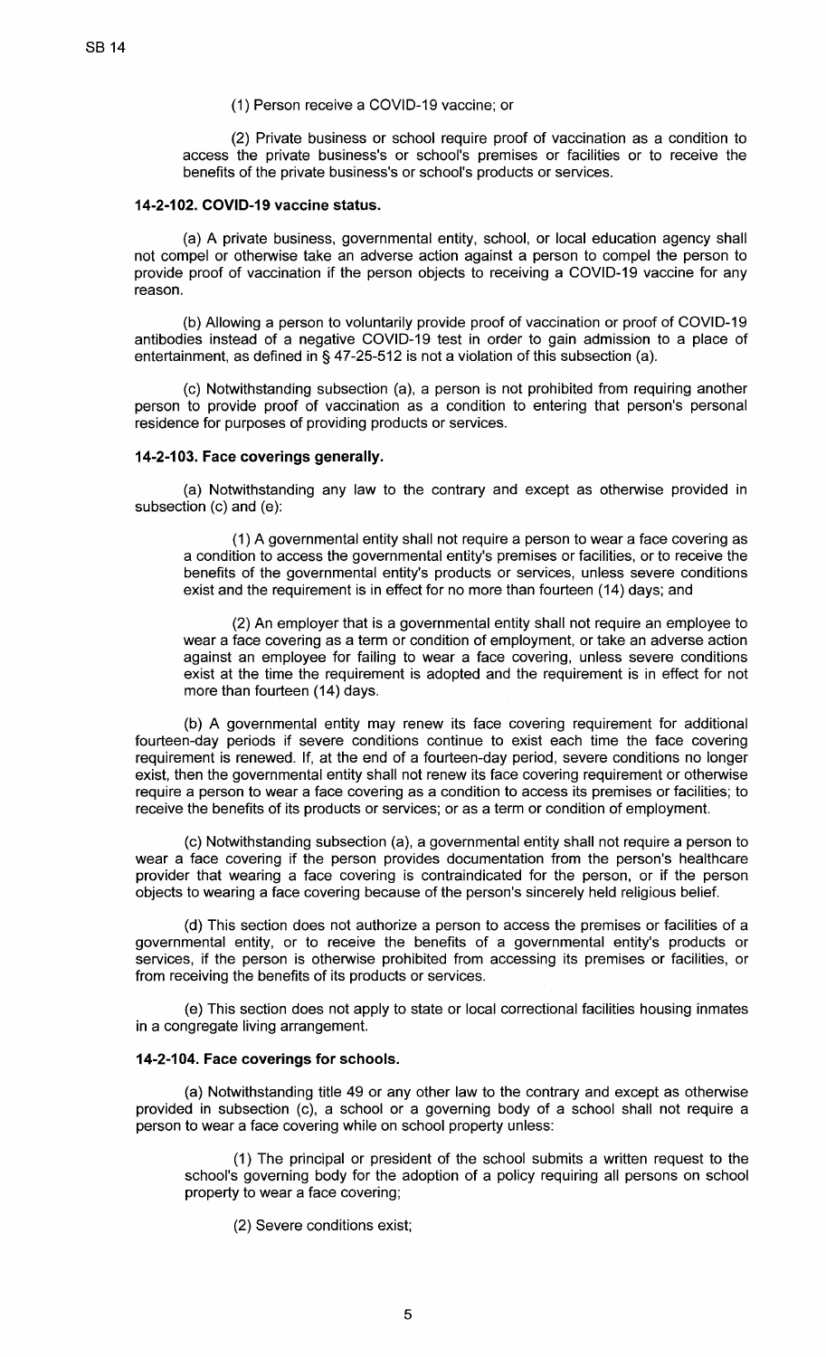(1) Person receive a COVID-19 vaccine; or

(2) Private business or school require proof of vaccination as a condition to access the private business's or school's premises or facilities or to receive the benefits of the private business's or school's products or services.

**14-2-102. COVID-19 vaccine status.**

(a) A private business, governmental entity, school, or local education agency shall not compel or otherwise take an adverse action against a person to compel the person to provide proof of vaccination if the person objects to receiving a COVID-19 vaccine for any reason.

(b) Allowing a person to voluntarily provide proof of vaccination or proof of COVID-19 antibodies instead of a negative COVID-19 test in order to gain admission to a place of entertainment, as defined in § 47-25-512 is not a violation of this subsection (a).

(c) Notwithstanding subsection (a), a person is not prohibited from requiring another person to provide proof of vaccination as a condition to entering that person's personal residence for purposes of providing products or services.

**14-2-103. Face coverings generally.**

(a) Notwithstanding any law to the contrary and except as otherwise provided in subsection (c) and (e):

(1) A governmental entity shall not require a person to wear a face covering as a condition to access the governmental entity's premises or facilities, or to receive the benefits of the governmental entity's products or services, unless severe conditions exist and the requirement is in effect for no more than fourteen (14) days; and

(2) An employer that is a governmental entity shall not require an employee to wear a face covering as a term or condition of employment, or take an adverse action against an employee for failing to wear a face covering, unless severe conditions exist at the time the requirement is adopted and the requirement is in effect for not more than fourteen (14) days.

(b) A governmental entity may renew its face covering requirement for additional fourteen-day periods if severe conditions continue to exist each time the face covering requirement is renewed. If, at the end of a fourteen-day period, severe conditions no longer exist, then the governmental entity shall not renew its face covering requirement or otherwise require a person to wear a face covering as a condition to access its premises or facilities; to receive the benefits of its products or services; or as a term or condition of employment.

(c) Notwithstanding subsection (a), a governmental entity shall not require a person to wear a face covering if the person provides documentation from the person's healthcare provider that wearing a face covering is contraindicated for the person, or if the person objects to wearing a face covering because of the person's sincerely held religious belief.

(d) This section does not authorize a person to access the premises or facilities of a governmental entity, or to receive the benefits of a governmental entity's products or services, if the person is otherwise prohibited from accessing its premises or facilities, or from receiving the benefits of its products or services.

(e) This section does not apply to state or local correctional facilities housing inmates in a congregate living arrangement.

**14-2-104. Face coverings for schools.**

(a) Notwithstanding title 49 or any other law to the contrary and except as otherwise provided in subsection (c), a school or a governing body of a school shall not require a person to wear a face covering while on school property unless:

(1) The principal or president of the school submits a written request to the school's governing body for the adoption of a policy requiring all persons on school property to wear a face covering;

(2) Severe conditions exist;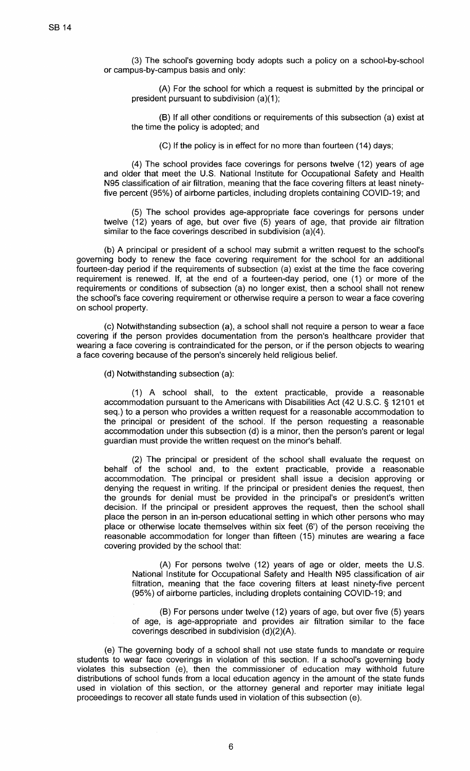(3) The school's governing body adopts such a policy on a school-by-school or campus-by-campus basis and only:

(A) For the school for which a request is submitted by the principal or president pursuant to subdivision (a)(1);

(B) If all other conditions or requirements of this subsection (a) exist at the time the policy is adopted; and

(C) If the policy is in effect for no more than fourteen (14) days;

(4) The school provides face coverings for persons twelve (12) years of age and older that meet the U.S. National Institute for Occupational Safety and Health N95 classification of air filtration, meaning that the face covering filters at least ninety-five percent (95%) of airborne particles, including droplets containing COVID-19; and

(5) The school provides age-appropriate face coverings for persons under twelve (12) years of age, but over five (5) years of age, that provide air filtration similar to the face coverings described in subdivision (a)(4).

(b) A principal or president of a school may submit a written request to the school's governing body to renew the face covering requirement for the school for an additional fourteen-day period if the requirements of subsection (a) exist at the time the face covering requirement is renewed. If, at the end of a fourteen-day period, one (1) or more of the requirements or conditions of subsection (a) no longer exist, then a school shall not renew the school's face covering requirement or otherwise require a person to wear a face covering on school property.

(c) Notwithstanding subsection (a), a school shall not require a person to wear a face covering if the person provides documentation from the person's healthcare provider that wearing a face covering is contraindicated for the person, or if the person objects to wearing a face covering because of the person's sincerely held religious belief.

(d) Notwithstanding subsection (a):

(1) A school shall, to the extent practicable, provide a reasonable accommodation pursuant to the Americans with Disabilities Act (42 U.S.C. § 12101 et seq.) to a person who provides a written request for a reasonable accommodation to the principal or president of the school. If the person requesting a reasonable accommodation under this subsection (d) is a minor, then the person's parent or legal guardian must provide the written request on the minor's behalf.

(2) The principal or president of the school shall evaluate the request on behalf of the school and, to the extent practicable, provide a reasonable accommodation. The principal or president shall issue a decision approving or denying the request in writing. If the principal or president denies the request, then the grounds for denial must be provided in the principal's or president's written decision. If the principal or president approves the request, then the school shall place the person in an in-person educational setting in which other persons who may place or otherwise locate themselves within six feet (6') of the person receiving the reasonable accommodation for longer than fifteen (15) minutes are wearing a face covering provided by the school that:

(A) For persons twelve (12) years of age or older, meets the U.S. National Institute for Occupational Safety and Health N95 classification of air filtration, meaning that the face covering filters at least ninety-five percent (95%) of airborne particles, including droplets containing COVID-19; and

(B) For persons under twelve (12) years of age, but over five (5) years of age, is age-appropriate and provides air filtration similar to the face coverings described in subdivision (d)(2)(A).

(e) The governing body of a school shall not use state funds to mandate or require students to wear face coverings in violation of this section. If a school's governing body violates this subsection (e), then the commissioner of education may withhold future distributions of school funds from a local education agency in the amount of the state funds used in violation of this section, or the attorney general and reporter may initiate legal proceedings to recover all state funds used in violation of this subsection (e).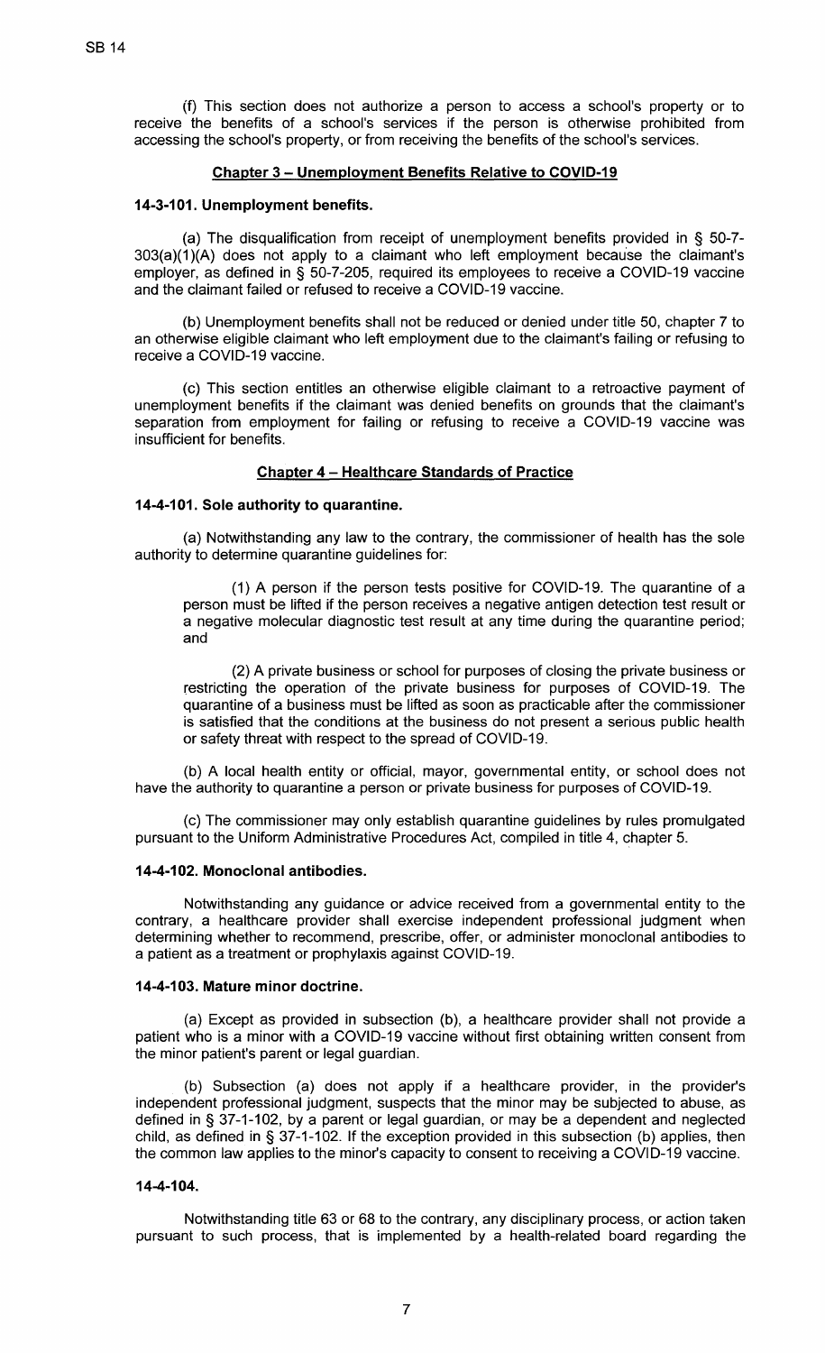(f) This section does not authorize a person to access a school's property or to receive the benefits of a school's services if the person is otherwise prohibited from accessing the school's property, or from receiving the benefits of the school's services.

## Chapter 3 – Unemployment Benefits Relative to COVID-19

### 14-3-101. Unemployment benefits.

(a) The disqualification from receipt of unemployment benefits provided in § 50-7-303(a)(1)(A) does not apply to a claimant who left employment because the claimant's employer, as defined in § 50-7-205, required its employees to receive a COVID-19 vaccine and the claimant failed or refused to receive a COVID-19 vaccine.

(b) Unemployment benefits shall not be reduced or denied under title 50, chapter 7 to an otherwise eligible claimant who left employment due to the claimant's failing or refusing to receive a COVID-19 vaccine.

(c) This section entitles an otherwise eligible claimant to a retroactive payment of unemployment benefits if the claimant was denied benefits on grounds that the claimant's separation from employment for failing or refusing to receive a COVID-19 vaccine was insufficient for benefits.

## Chapter 4 – Healthcare Standards of Practice

### 14-4-101. Sole authority to quarantine.

(a) Notwithstanding any law to the contrary, the commissioner of health has the sole authority to determine quarantine guidelines for:

(1) A person if the person tests positive for COVID-19. The quarantine of a person must be lifted if the person receives a negative antigen detection test result or a negative molecular diagnostic test result at any time during the quarantine period; and

(2) A private business or school for purposes of closing the private business or restricting the operation of the private business for purposes of COVID-19. The quarantine of a business must be lifted as soon as practicable after the commissioner is satisfied that the conditions at the business do not present a serious public health or safety threat with respect to the spread of COVID-19.

(b) A local health entity or official, mayor, governmental entity, or school does not have the authority to quarantine a person or private business for purposes of COVID-19.

(c) The commissioner may only establish quarantine guidelines by rules promulgated pursuant to the Uniform Administrative Procedures Act, compiled in title 4, chapter 5.

### 14-4-102. Monoclonal antibodies.

Notwithstanding any guidance or advice received from a governmental entity to the contrary, a healthcare provider shall exercise independent professional judgment when determining whether to recommend, prescribe, offer, or administer monoclonal antibodies to a patient as a treatment or prophylaxis against COVID-19.

### 14-4-103. Mature minor doctrine.

(a) Except as provided in subsection (b), a healthcare provider shall not provide a patient who is a minor with a COVID-19 vaccine without first obtaining written consent from the minor patient's parent or legal guardian.

(b) Subsection (a) does not apply if a healthcare provider, in the provider's independent professional judgment, suspects that the minor may be subjected to abuse, as defined in § 37-1-102, by a parent or legal guardian, or may be a dependent and neglected child, as defined in § 37-1-102. If the exception provided in this subsection (b) applies, then the common law applies to the minor's capacity to consent to receiving a COVID-19 vaccine.

### 14-4-104.

Notwithstanding title 63 or 68 to the contrary, any disciplinary process, or action taken pursuant to such process, that is implemented by a health-related board regarding the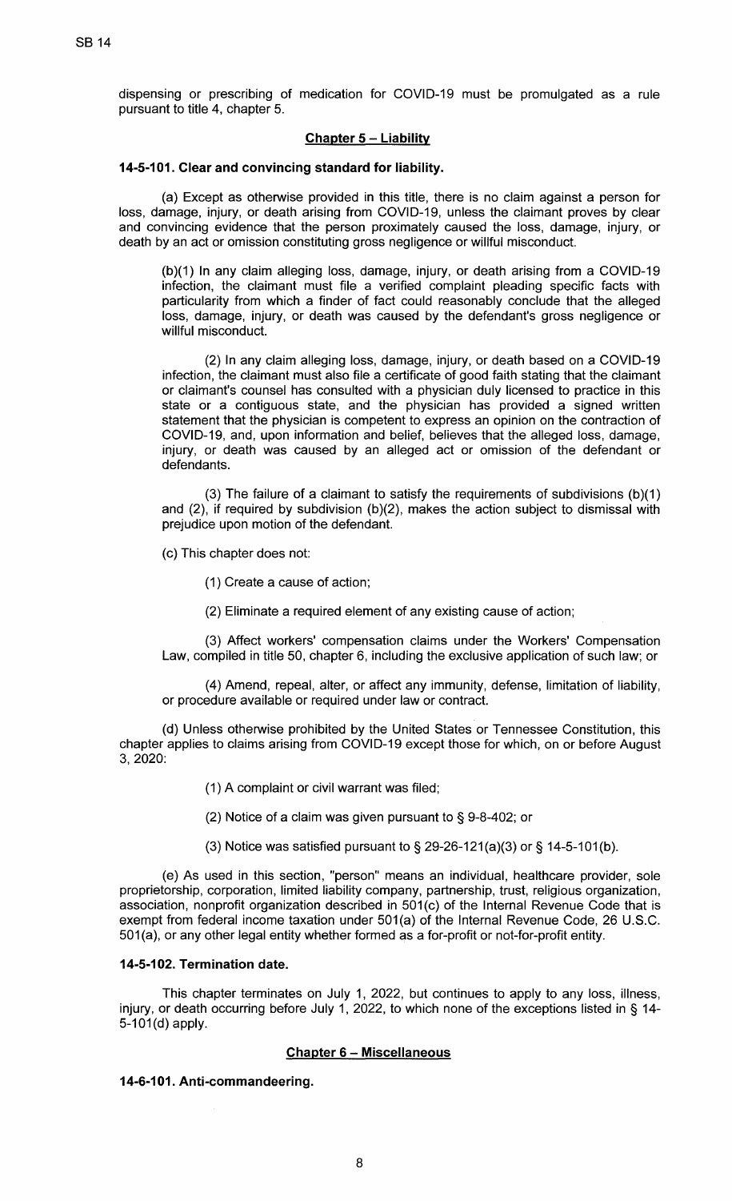dispensing or prescribing of medication for COVID-19 must be promulgated as a rule pursuant to title 4, chapter 5.

## Chapter 5 – Liability

### 14-5-101. Clear and convincing standard for liability.

(a) Except as otherwise provided in this title, there is no claim against a person for loss, damage, injury, or death arising from COVID-19, unless the claimant proves by clear and convincing evidence that the person proximately caused the loss, damage, injury, or death by an act or omission constituting gross negligence or willful misconduct.

(b)(1) In any claim alleging loss, damage, injury, or death arising from a COVID-19 infection, the claimant must file a verified complaint pleading specific facts with particularity from which a finder of fact could reasonably conclude that the alleged loss, damage, injury, or death was caused by the defendant's gross negligence or willful misconduct.

(2) In any claim alleging loss, damage, injury, or death based on a COVID-19 infection, the claimant must also file a certificate of good faith stating that the claimant or claimant's counsel has consulted with a physician duly licensed to practice in this state or a contiguous state, and the physician has provided a signed written statement that the physician is competent to express an opinion on the contraction of COVID-19, and, upon information and belief, believes that the alleged loss, damage, injury, or death was caused by an alleged act or omission of the defendant or defendants.

(3) The failure of a claimant to satisfy the requirements of subdivisions (b)(1) and (2), if required by subdivision (b)(2), makes the action subject to dismissal with prejudice upon motion of the defendant.

(c) This chapter does not:

(1) Create a cause of action;

(2) Eliminate a required element of any existing cause of action;

(3) Affect workers' compensation claims under the Workers' Compensation Law, compiled in title 50, chapter 6, including the exclusive application of such law; or

(4) Amend, repeal, alter, or affect any immunity, defense, limitation of liability, or procedure available or required under law or contract.

(d) Unless otherwise prohibited by the United States or Tennessee Constitution, this chapter applies to claims arising from COVID-19 except those for which, on or before August 3, 2020:

(1) A complaint or civil warrant was filed;

(2) Notice of a claim was given pursuant to § 9-8-402; or

(3) Notice was satisfied pursuant to § 29-26-121(a)(3) or § 14-5-101(b).

(e) As used in this section, "person" means an individual, healthcare provider, sole proprietorship, corporation, limited liability company, partnership, trust, religious organization, association, nonprofit organization described in 501(c) of the Internal Revenue Code that is exempt from federal income taxation under 501(a) of the Internal Revenue Code, 26 U.S.C. 501(a), or any other legal entity whether formed as a for-profit or not-for-profit entity.

### 14-5-102. Termination date.

This chapter terminates on July 1, 2022, but continues to apply to any loss, illness, injury, or death occurring before July 1, 2022, to which none of the exceptions listed in § 14-5-101(d) apply.

## Chapter 6 – Miscellaneous

### 14-6-101. Anti-commandeering.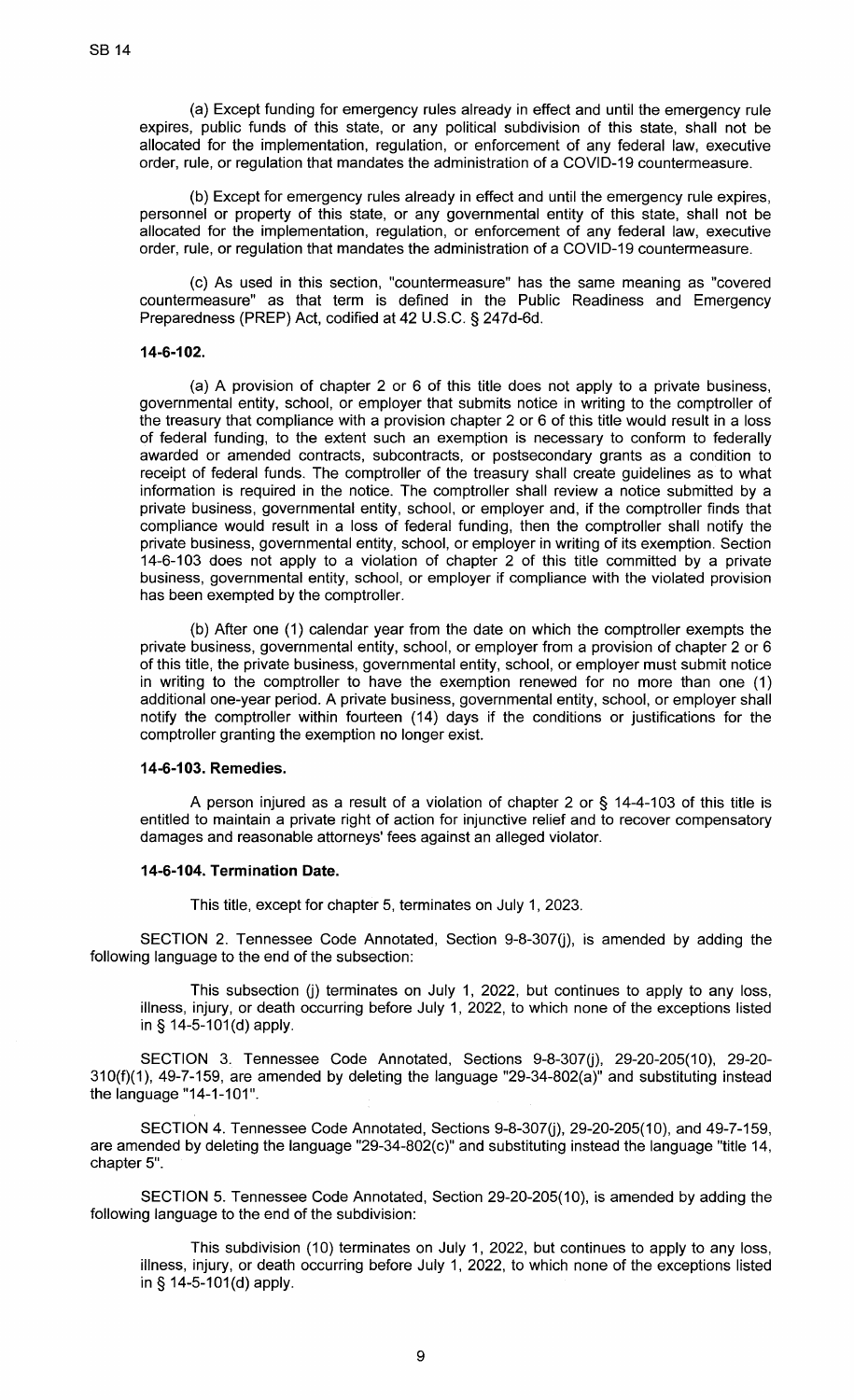(a) Except funding for emergency rules already in effect and until the emergency rule expires, public funds of this state, or any political subdivision of this state, shall not be allocated for the implementation, regulation, or enforcement of any federal law, executive order, rule, or regulation that mandates the administration of a COVID-19 countermeasure.

(b) Except for emergency rules already in effect and until the emergency rule expires, personnel or property of this state, or any governmental entity of this state, shall not be allocated for the implementation, regulation, or enforcement of any federal law, executive order, rule, or regulation that mandates the administration of a COVID-19 countermeasure.

(c) As used in this section, "countermeasure" has the same meaning as "covered countermeasure" as that term is defined in the Public Readiness and Emergency Preparedness (PREP) Act, codified at 42 U.S.C. § 247d-6d.

**14-6-102.**

(a) A provision of chapter 2 or 6 of this title does not apply to a private business, governmental entity, school, or employer that submits notice in writing to the comptroller of the treasury that compliance with a provision chapter 2 or 6 of this title would result in a loss of federal funding, to the extent such an exemption is necessary to conform to federally awarded or amended contracts, subcontracts, or postsecondary grants as a condition to receipt of federal funds. The comptroller of the treasury shall create guidelines as to what information is required in the notice. The comptroller shall review a notice submitted by a private business, governmental entity, school, or employer and, if the comptroller finds that compliance would result in a loss of federal funding, then the comptroller shall notify the private business, governmental entity, school, or employer in writing of its exemption. Section 14-6-103 does not apply to a violation of chapter 2 of this title committed by a private business, governmental entity, school, or employer if compliance with the violated provision has been exempted by the comptroller.

(b) After one (1) calendar year from the date on which the comptroller exempts the private business, governmental entity, school, or employer from a provision of chapter 2 or 6 of this title, the private business, governmental entity, school, or employer must submit notice in writing to the comptroller to have the exemption renewed for no more than one (1) additional one-year period. A private business, governmental entity, school, or employer shall notify the comptroller within fourteen (14) days if the conditions or justifications for the comptroller granting the exemption no longer exist.

**14-6-103. Remedies.**

A person injured as a result of a violation of chapter 2 or § 14-4-103 of this title is entitled to maintain a private right of action for injunctive relief and to recover compensatory damages and reasonable attorneys' fees against an alleged violator.

**14-6-104. Termination Date.**

This title, except for chapter 5, terminates on July 1, 2023.

SECTION 2. Tennessee Code Annotated, Section 9-8-307(j), is amended by adding the following language to the end of the subsection:

This subsection (j) terminates on July 1, 2022, but continues to apply to any loss, illness, injury, or death occurring before July 1, 2022, to which none of the exceptions listed in § 14-5-101(d) apply.

SECTION 3. Tennessee Code Annotated, Sections 9-8-307(j), 29-20-205(10), 29-20-310(f)(1), 49-7-159, are amended by deleting the language "29-34-802(a)" and substituting instead the language "14-1-101".

SECTION 4. Tennessee Code Annotated, Sections 9-8-307(j), 29-20-205(10), and 49-7-159, are amended by deleting the language "29-34-802(c)" and substituting instead the language "title 14, chapter 5".

SECTION 5. Tennessee Code Annotated, Section 29-20-205(10), is amended by adding the following language to the end of the subdivision:

This subdivision (10) terminates on July 1, 2022, but continues to apply to any loss, illness, injury, or death occurring before July 1, 2022, to which none of the exceptions listed in § 14-5-101(d) apply.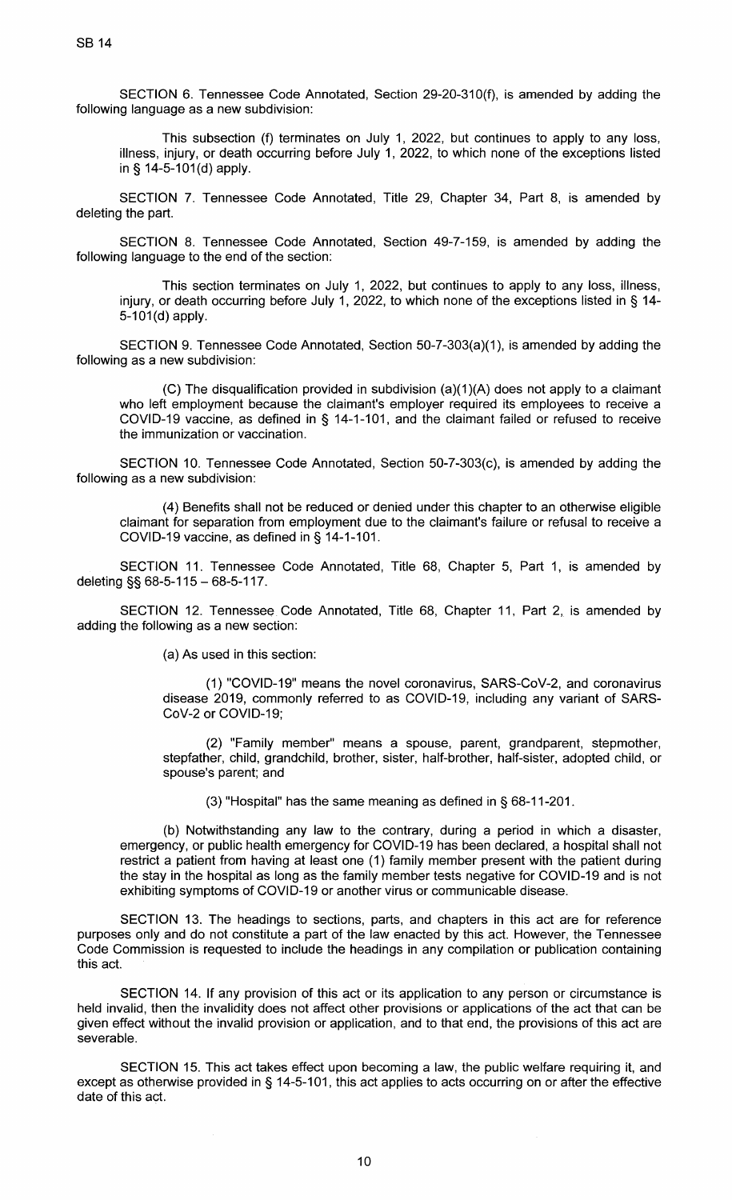SECTION 6. Tennessee Code Annotated, Section 29-20-310(f), is amended by adding the following language as a new subdivision:

> This subsection (f) terminates on July 1, 2022, but continues to apply to any loss, illness, injury, or death occurring before July 1, 2022, to which none of the exceptions listed in § 14-5-101(d) apply.

SECTION 7. Tennessee Code Annotated, Title 29, Chapter 34, Part 8, is amended by deleting the part.

SECTION 8. Tennessee Code Annotated, Section 49-7-159, is amended by adding the following language to the end of the section:

> This section terminates on July 1, 2022, but continues to apply to any loss, illness, injury, or death occurring before July 1, 2022, to which none of the exceptions listed in § 14-5-101(d) apply.

SECTION 9. Tennessee Code Annotated, Section 50-7-303(a)(1), is amended by adding the following as a new subdivision:

> (C) The disqualification provided in subdivision (a)(1)(A) does not apply to a claimant who left employment because the claimant's employer required its employees to receive a COVID-19 vaccine, as defined in § 14-1-101, and the claimant failed or refused to receive the immunization or vaccination.

SECTION 10. Tennessee Code Annotated, Section 50-7-303(c), is amended by adding the following as a new subdivision:

> (4) Benefits shall not be reduced or denied under this chapter to an otherwise eligible claimant for separation from employment due to the claimant's failure or refusal to receive a COVID-19 vaccine, as defined in § 14-1-101.

SECTION 11. Tennessee Code Annotated, Title 68, Chapter 5, Part 1, is amended by deleting §§ 68-5-115 – 68-5-117.

SECTION 12. Tennessee Code Annotated, Title 68, Chapter 11, Part 2, is amended by adding the following as a new section:

> (a) As used in this section:
>
> (1) "COVID-19" means the novel coronavirus, SARS-CoV-2, and coronavirus disease 2019, commonly referred to as COVID-19, including any variant of SARS-CoV-2 or COVID-19;
>
> (2) "Family member" means a spouse, parent, grandparent, stepmother, stepfather, child, grandchild, brother, sister, half-brother, half-sister, adopted child, or spouse's parent; and
>
> (3) "Hospital" has the same meaning as defined in § 68-11-201.
>
> (b) Notwithstanding any law to the contrary, during a period in which a disaster, emergency, or public health emergency for COVID-19 has been declared, a hospital shall not restrict a patient from having at least one (1) family member present with the patient during the stay in the hospital as long as the family member tests negative for COVID-19 and is not exhibiting symptoms of COVID-19 or another virus or communicable disease.

SECTION 13. The headings to sections, parts, and chapters in this act are for reference purposes only and do not constitute a part of the law enacted by this act. However, the Tennessee Code Commission is requested to include the headings in any compilation or publication containing this act.

SECTION 14. If any provision of this act or its application to any person or circumstance is held invalid, then the invalidity does not affect other provisions or applications of the act that can be given effect without the invalid provision or application, and to that end, the provisions of this act are severable.

SECTION 15. This act takes effect upon becoming a law, the public welfare requiring it, and except as otherwise provided in § 14-5-101, this act applies to acts occurring on or after the effective date of this act.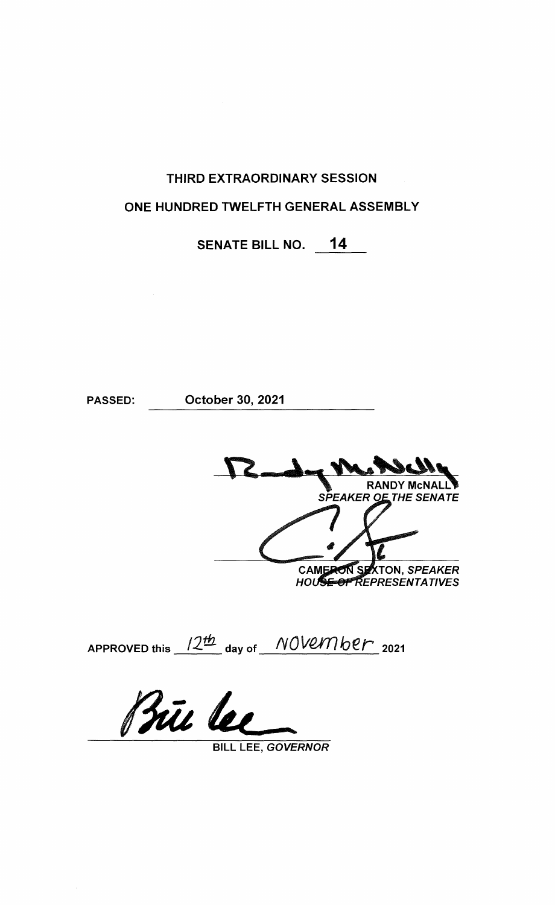THIRD EXTRAORDINARY SESSION

ONE HUNDRED TWELFTH GENERAL ASSEMBLY

SENATE BILL NO. 14

PASSED: October 30, 2021

RANDY McNALLY
*SPEAKER OF THE SENATE*

CAMERON SEXTON, *SPEAKER*
*HOUSE OF REPRESENTATIVES*

APPROVED this 12th day of November 2021

BILL LEE, *GOVERNOR*